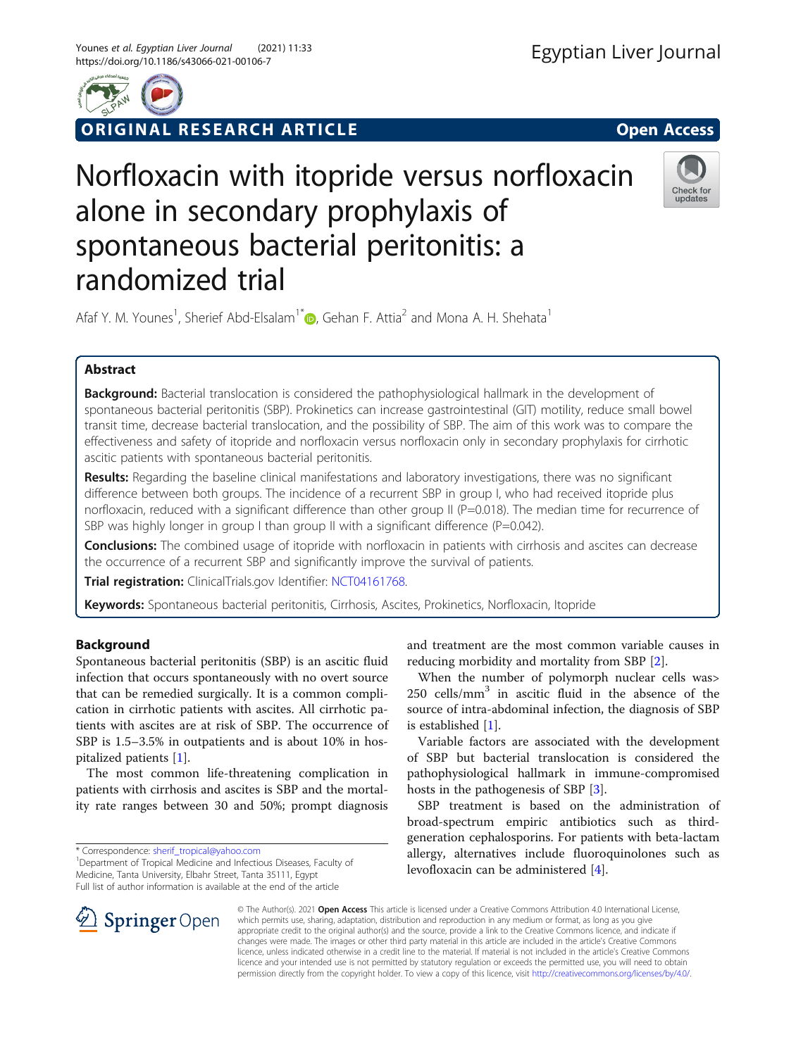ORIGINAL RESEARCH ARTICLE

Open Access

# Norfloxacin with itopride versus norfloxacin alone in secondary prophylaxis of spontaneous bacterial peritonitis: a randomized trial

Afaf Y. M. Younes[1], Sherief Abd-Elsalam[1*], Gehan F. Attia[2] and Mona A. H. Shehata[1]

## Abstract

**Background:** Bacterial translocation is considered the pathophysiological hallmark in the development of spontaneous bacterial peritonitis (SBP). Prokinetics can increase gastrointestinal (GIT) motility, reduce small bowel transit time, decrease bacterial translocation, and the possibility of SBP. The aim of this work was to compare the effectiveness and safety of itopride and norfloxacin versus norfloxacin only in secondary prophylaxis for cirrhotic ascitic patients with spontaneous bacterial peritonitis.

**Results:** Regarding the baseline clinical manifestations and laboratory investigations, there was no significant difference between both groups. The incidence of a recurrent SBP in group I, who had received itopride plus norfloxacin, reduced with a significant difference than other group II (P=0.018). The median time for recurrence of SBP was highly longer in group I than group II with a significant difference (P=0.042).

**Conclusions:** The combined usage of itopride with norfloxacin in patients with cirrhosis and ascites can decrease the occurrence of a recurrent SBP and significantly improve the survival of patients.

**Trial registration:** ClinicalTrials.gov Identifier: NCT04161768.

**Keywords:** Spontaneous bacterial peritonitis, Cirrhosis, Ascites, Prokinetics, Norfloxacin, Itopride

## Background

Spontaneous bacterial peritonitis (SBP) is an ascitic fluid infection that occurs spontaneously with no overt source that can be remedied surgically. It is a common complication in cirrhotic patients with ascites. All cirrhotic patients with ascites are at risk of SBP. The occurrence of SBP is 1.5–3.5% in outpatients and is about 10% in hospitalized patients [1].

The most common life-threatening complication in patients with cirrhosis and ascites is SBP and the mortality rate ranges between 30 and 50%; prompt diagnosis and treatment are the most common variable causes in reducing morbidity and mortality from SBP [2].

When the number of polymorph nuclear cells was> 250 cells/mm$^3$ in ascitic fluid in the absence of the source of intra-abdominal infection, the diagnosis of SBP is established [1].

Variable factors are associated with the development of SBP but bacterial translocation is considered the pathophysiological hallmark in immune-compromised hosts in the pathogenesis of SBP [3].

SBP treatment is based on the administration of broad-spectrum empiric antibiotics such as third-generation cephalosporins. For patients with beta-lactam allergy, alternatives include fluoroquinolones such as levofloxacin can be administered [4].

\* Correspondence: sherif_tropical@yahoo.com
[1]Department of Tropical Medicine and Infectious Diseases, Faculty of Medicine, Tanta University, Elbahr Street, Tanta 35111, Egypt
Full list of author information is available at the end of the article

© The Author(s). 2021 **Open Access** This article is licensed under a Creative Commons Attribution 4.0 International License, which permits use, sharing, adaptation, distribution and reproduction in any medium or format, as long as you give appropriate credit to the original author(s) and the source, provide a link to the Creative Commons licence, and indicate if changes were made. The images or other third party material in this article are included in the article's Creative Commons licence, unless indicated otherwise in a credit line to the material. If material is not included in the article's Creative Commons licence and your intended use is not permitted by statutory regulation or exceeds the permitted use, you will need to obtain permission directly from the copyright holder. To view a copy of this licence, visit http://creativecommons.org/licenses/by/4.0/.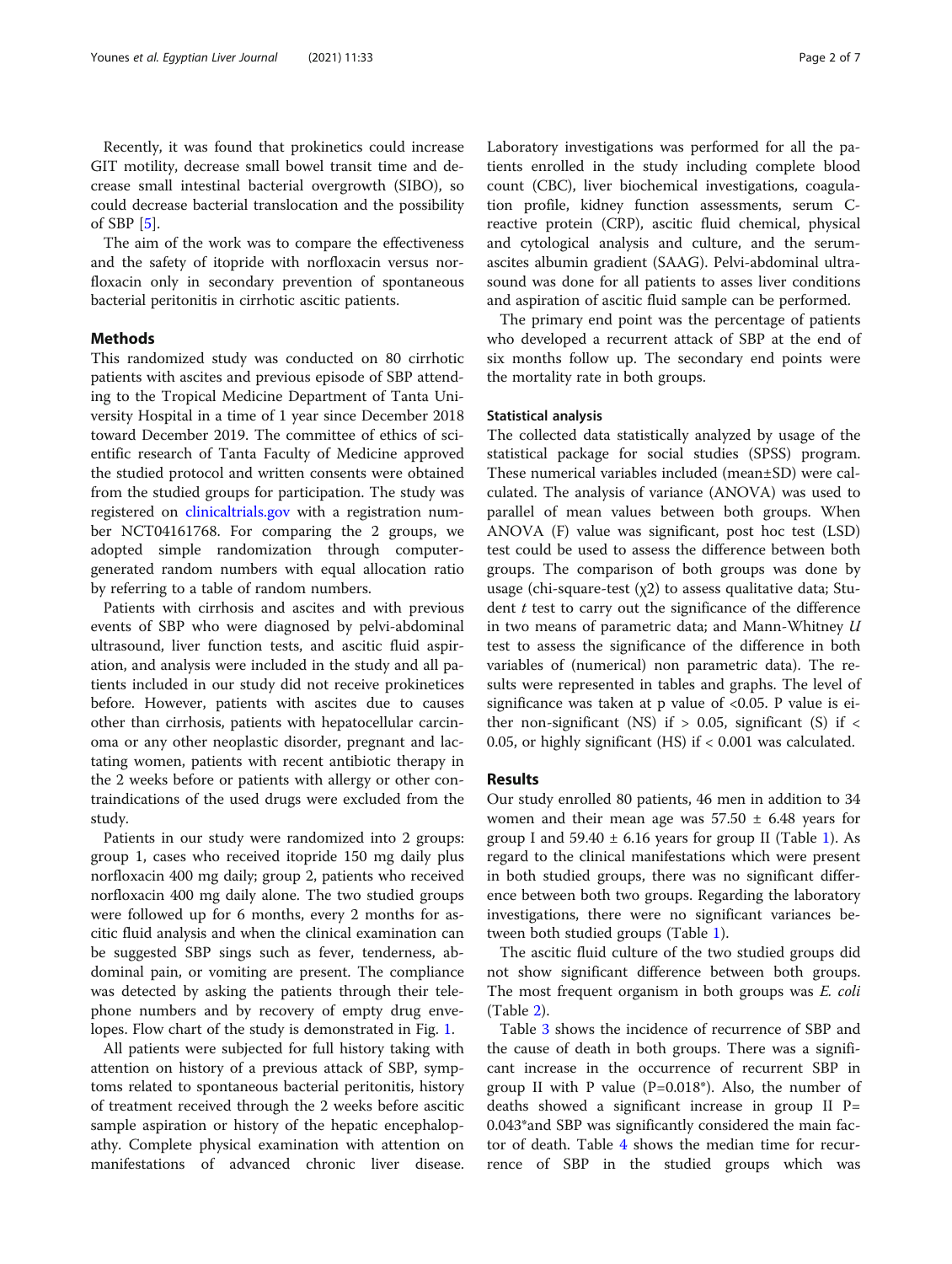Recently, it was found that prokinetics could increase GIT motility, decrease small bowel transit time and decrease small intestinal bacterial overgrowth (SIBO), so could decrease bacterial translocation and the possibility of SBP [5].

The aim of the work was to compare the effectiveness and the safety of itopride with norfloxacin versus norfloxacin only in secondary prevention of spontaneous bacterial peritonitis in cirrhotic ascitic patients.

## Methods

This randomized study was conducted on 80 cirrhotic patients with ascites and previous episode of SBP attending to the Tropical Medicine Department of Tanta University Hospital in a time of 1 year since December 2018 toward December 2019. The committee of ethics of scientific research of Tanta Faculty of Medicine approved the studied protocol and written consents were obtained from the studied groups for participation. The study was registered on clinicaltrials.gov with a registration number NCT04161768. For comparing the 2 groups, we adopted simple randomization through computer-generated random numbers with equal allocation ratio by referring to a table of random numbers.

Patients with cirrhosis and ascites and with previous events of SBP who were diagnosed by pelvi-abdominal ultrasound, liver function tests, and ascitic fluid aspiration, and analysis were included in the study and all patients included in our study did not receive prokineitices before. However, patients with ascites due to causes other than cirrhosis, patients with hepatocellular carcinoma or any other neoplastic disorder, pregnant and lactating women, patients with recent antibiotic therapy in the 2 weeks before or patients with allergy or other contraindications of the used drugs were excluded from the study.

Patients in our study were randomized into 2 groups: group 1, cases who received itopride 150 mg daily plus norfloxacin 400 mg daily; group 2, patients who received norfloxacin 400 mg daily alone. The two studied groups were followed up for 6 months, every 2 months for ascitic fluid analysis and when the clinical examination can be suggested SBP sings such as fever, tenderness, abdominal pain, or vomiting are present. The compliance was detected by asking the patients through their telephone numbers and by recovery of empty drug envelopes. Flow chart of the study is demonstrated in Fig. 1.

All patients were subjected for full history taking with attention on history of a previous attack of SBP, symptoms related to spontaneous bacterial peritonitis, history of treatment received through the 2 weeks before ascitic sample aspiration or history of the hepatic encephalopathy. Complete physical examination with attention on manifestations of advanced chronic liver disease. Laboratory investigations was performed for all the patients enrolled in the study including complete blood count (CBC), liver biochemical investigations, coagulation profile, kidney function assessments, serum C-reactive protein (CRP), ascitic fluid chemical, physical and cytological analysis and culture, and the serum-ascites albumin gradient (SAAG). Pelvi-abdominal ultrasound was done for all patients to asses liver conditions and aspiration of ascitic fluid sample can be performed.

The primary end point was the percentage of patients who developed a recurrent attack of SBP at the end of six months follow up. The secondary end points were the mortality rate in both groups.

### Statistical analysis

The collected data statistically analyzed by usage of the statistical package for social studies (SPSS) program. These numerical variables included (mean±SD) were calculated. The analysis of variance (ANOVA) was used to parallel of mean values between both groups. When ANOVA (F) value was significant, post hoc test (LSD) test could be used to assess the difference between both groups. The comparison of both groups was done by usage (chi-square-test ($\chi 2$) to assess qualitative data; Student *t* test to carry out the significance of the difference in two means of parametric data; and Mann-Whitney *U* test to assess the significance of the difference in both variables of (numerical) non parametric data). The results were represented in tables and graphs. The level of significance was taken at p value of <0.05. P value is either non-significant (NS) if > 0.05, significant (S) if < 0.05, or highly significant (HS) if < 0.001 was calculated.

## Results

Our study enrolled 80 patients, 46 men in addition to 34 women and their mean age was 57.50 ± 6.48 years for group I and 59.40 ± 6.16 years for group II (Table 1). As regard to the clinical manifestations which were present in both studied groups, there was no significant difference between both two groups. Regarding the laboratory investigations, there were no significant variances between both studied groups (Table 1).

The ascitic fluid culture of the two studied groups did not show significant difference between both groups. The most frequent organism in both groups was *E. coli* (Table 2).

Table 3 shows the incidence of recurrence of SBP and the cause of death in both groups. There was a significant increase in the occurrence of recurrent SBP in group II with P value (P=0.018*). Also, the number of deaths showed a significant increase in group II P= 0.043*and SBP was significantly considered the main factor of death. Table 4 shows the median time for recurrence of SBP in the studied groups which was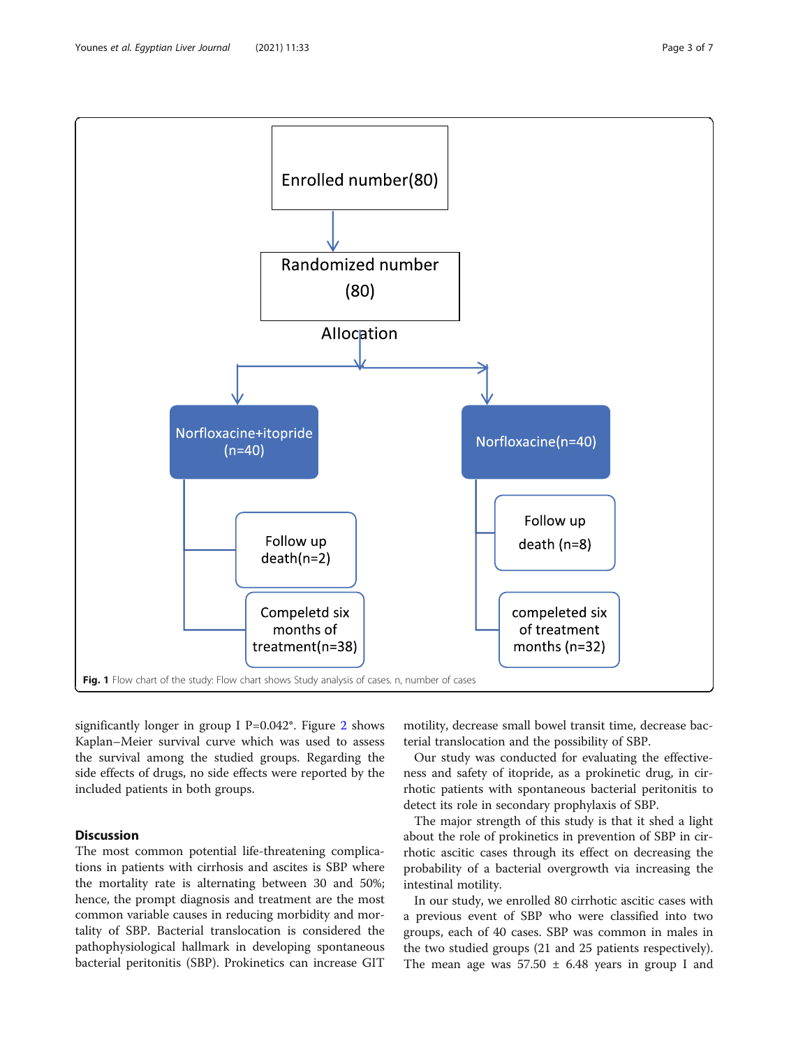Enrolled number(80)

Randomized number (80)

Allocation

Norfloxacine+itopride (n=40)

Follow up death(n=2)

Compeletd six months of treatment(n=38)

Norfloxacine(n=40)

Follow up death (n=8)

compeleted six of treatment months (n=32)

**Fig. 1** Flow chart of the study: Flow chart shows Study analysis of cases. n, number of cases

significantly longer in group I P=0.042*. Figure 2 shows Kaplan–Meier survival curve which was used to assess the survival among the studied groups. Regarding the side effects of drugs, no side effects were reported by the included patients in both groups.

## Discussion

The most common potential life-threatening complications in patients with cirrhosis and ascites is SBP where the mortality rate is alternating between 30 and 50%; hence, the prompt diagnosis and treatment are the most common variable causes in reducing morbidity and mortality of SBP. Bacterial translocation is considered the pathophysiological hallmark in developing spontaneous bacterial peritonitis (SBP). Prokinetics can increase GIT motility, decrease small bowel transit time, decrease bacterial translocation and the possibility of SBP.

Our study was conducted for evaluating the effectiveness and safety of itopride, as a prokinetic drug, in cirrhotic patients with spontaneous bacterial peritonitis to detect its role in secondary prophylaxis of SBP.

The major strength of this study is that it shed a light about the role of prokinetics in prevention of SBP in cirrhotic ascitic cases through its effect on decreasing the probability of a bacterial overgrowth via increasing the intestinal motility.

In our study, we enrolled 80 cirrhotic ascitic cases with a previous event of SBP who were classified into two groups, each of 40 cases. SBP was common in males in the two studied groups (21 and 25 patients respectively). The mean age was 57.50 ± 6.48 years in group I and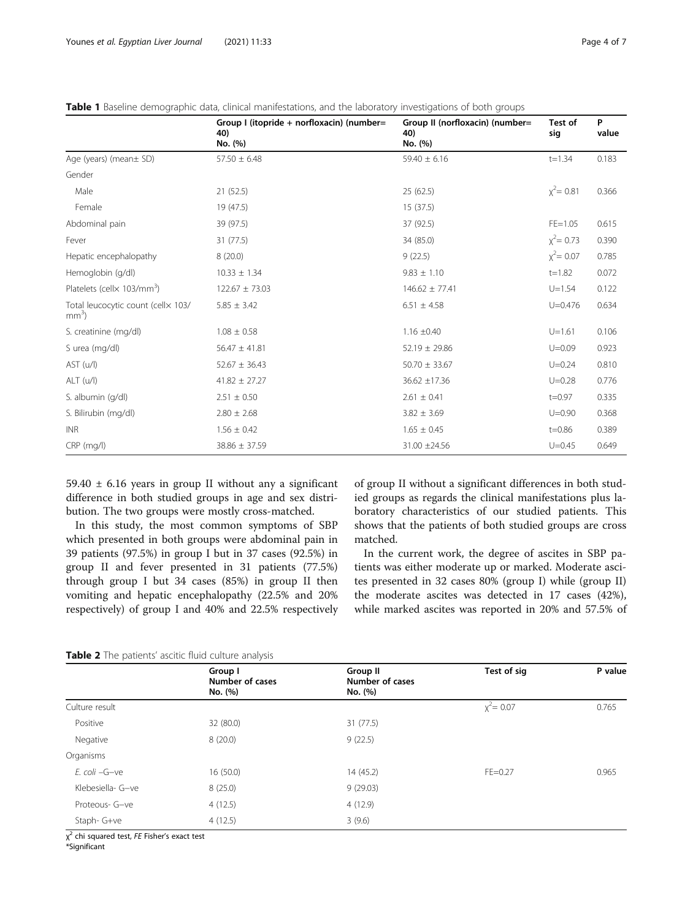**Table 1** Baseline demographic data, clinical manifestations, and the laboratory investigations of both groups

| | Group I (itopride + norfloxacin) (number= 40) No. (%) | Group II (norfloxacin) (number= 40) No. (%) | Test of sig | P value |
|---|---|---|---|---|
| Age (years) (mean± SD) | 57.50 ± 6.48 | 59.40 ± 6.16 | t=1.34 | 0.183 |
| Gender | | | | |
| Male | 21 (52.5) | 25 (62.5) | $\chi^2$= 0.81 | 0.366 |
| Female | 19 (47.5) | 15 (37.5) | | |
| Abdominal pain | 39 (97.5) | 37 (92.5) | FE=1.05 | 0.615 |
| Fever | 31 (77.5) | 34 (85.0) | $\chi^2$= 0.73 | 0.390 |
| Hepatic encephalopathy | 8 (20.0) | 9 (22.5) | $\chi^2$= 0.07 | 0.785 |
| Hemoglobin (g/dl) | 10.33 ± 1.34 | 9.83 ± 1.10 | t=1.82 | 0.072 |
| Platelets (cell× 103/mm$^3$) | 122.67 ± 73.03 | 146.62 ± 77.41 | U=1.54 | 0.122 |
| Total leucocytic count (cell× 103/ mm$^3$) | 5.85 ± 3.42 | 6.51 ± 4.58 | U=0.476 | 0.634 |
| S. creatinine (mg/dl) | 1.08 ± 0.58 | 1.16 ±0.40 | U=1.61 | 0.106 |
| S urea (mg/dl) | 56.47 ± 41.81 | 52.19 ± 29.86 | U=0.09 | 0.923 |
| AST (u/l) | 52.67 ± 36.43 | 50.70 ± 33.67 | U=0.24 | 0.810 |
| ALT (u/l) | 41.82 ± 27.27 | 36.62 ±17.36 | U=0.28 | 0.776 |
| S. albumin (g/dl) | 2.51 ± 0.50 | 2.61 ± 0.41 | t=0.97 | 0.335 |
| S. Bilirubin (mg/dl) | 2.80 ± 2.68 | 3.82 ± 3.69 | U=0.90 | 0.368 |
| INR | 1.56 ± 0.42 | 1.65 ± 0.45 | t=0.86 | 0.389 |
| CRP (mg/l) | 38.86 ± 37.59 | 31.00 ±24.56 | U=0.45 | 0.649 |

59.40 ± 6.16 years in group II without any a significant difference in both studied groups in age and sex distribution. The two groups were mostly cross-matched.

In this study, the most common symptoms of SBP which presented in both groups were abdominal pain in 39 patients (97.5%) in group I but in 37 cases (92.5%) in group II and fever presented in 31 patients (77.5%) through group I but 34 cases (85%) in group II then vomiting and hepatic encephalopathy (22.5% and 20% respectively) of group I and 40% and 22.5% respectively of group II without a significant differences in both studied groups as regards the clinical manifestations plus laboratory characteristics of our studied patients. This shows that the patients of both studied groups are cross matched.

In the current work, the degree of ascites in SBP patients was either moderate up or marked. Moderate ascites presented in 32 cases 80% (group I) while (group II) the moderate ascites was detected in 17 cases (42%), while marked ascites was reported in 20% and 57.5% of

**Table 2** The patients' ascitic fluid culture analysis

| | Group I Number of cases No. (%) | Group II Number of cases No. (%) | Test of sig | P value |
|---|---|---|---|---|
| Culture result | | | $\chi^2$= 0.07 | 0.765 |
| Positive | 32 (80.0) | 31 (77.5) | | |
| Negative | 8 (20.0) | 9 (22.5) | | |
| Organisms | | | | |
| *E. coli* –G–ve | 16 (50.0) | 14 (45.2) | FE=0.27 | 0.965 |
| Klebesiella- G–ve | 8 (25.0) | 9 (29.03) | | |
| Proteous- G–ve | 4 (12.5) | 4 (12.9) | | |
| Staph- G+ve | 4 (12.5) | 3 (9.6) | | |

$\chi^2$ chi squared test, *FE* Fisher's exact test

*Significant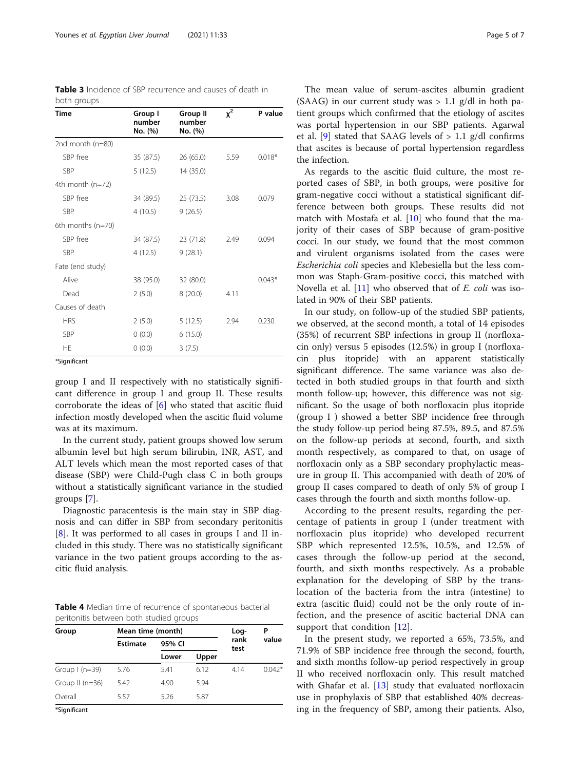**Table 3** Incidence of SBP recurrence and causes of death in both groups

| Time | Group I number No. (%) | Group II number No. (%) | $\chi^2$ | P value |
|---|---|---|---|---|
| 2nd month (n=80) | | | | |
| SBP free | 35 (87.5) | 26 (65.0) | 5.59 | 0.018* |
| SBP | 5 (12.5) | 14 (35.0) | | |
| 4th month (n=72) | | | | |
| SBP free | 34 (89.5) | 25 (73.5) | 3.08 | 0.079 |
| SBP | 4 (10.5) | 9 (26.5) | | |
| 6th months (n=70) | | | | |
| SBP free | 34 (87.5) | 23 (71.8) | 2.49 | 0.094 |
| SBP | 4 (12.5) | 9 (28.1) | | |
| Fate (end study) | | | | |
| Alive | 38 (95.0) | 32 (80.0) | | 0.043* |
| Dead | 2 (5.0) | 8 (20.0) | 4.11 | |
| Causes of death | | | | |
| HRS | 2 (5.0) | 5 (12.5) | 2.94 | 0.230 |
| SBP | 0 (0.0) | 6 (15.0) | | |
| HE | 0 (0.0) | 3 (7.5) | | |

*Significant

group I and II respectively with no statistically significant difference in group I and group II. These results corroborate the ideas of [6] who stated that ascitic fluid infection mostly developed when the ascitic fluid volume was at its maximum.

In the current study, patient groups showed low serum albumin level but high serum bilirubin, INR, AST, and ALT levels which mean the most reported cases of that disease (SBP) were Child-Pugh class C in both groups without a statistically significant variance in the studied groups [7].

Diagnostic paracentesis is the main stay in SBP diagnosis and can differ in SBP from secondary peritonitis [8]. It was performed to all cases in groups I and II included in this study. There was no statistically significant variance in the two patient groups according to the ascitic fluid analysis.

**Table 4** Median time of recurrence of spontaneous bacterial peritonitis between both studied groups

| Group | Mean time (month) | | | Log-rank test | P value |
|---|---|---|---|---|---|
| | Estimate | 95% CI | | | |
| | | Lower | Upper | | |
| Group I (n=39) | 5.76 | 5.41 | 6.12 | 4.14 | 0.042* |
| Group II (n=36) | 5.42 | 4.90 | 5.94 | | |
| Overall | 5.57 | 5.26 | 5.87 | | |

*Significant

The mean value of serum-ascites albumin gradient (SAAG) in our current study was > 1.1 g/dl in both patient groups which confirmed that the etiology of ascites was portal hypertension in our SBP patients. Agarwal et al. [9] stated that SAAG levels of > 1.1 g/dl confirms that ascites is because of portal hypertension regardless the infection.

As regards to the ascitic fluid culture, the most reported cases of SBP, in both groups, were positive for gram-negative cocci without a statistical significant difference between both groups. These results did not match with Mostafa et al. [10] who found that the majority of their cases of SBP because of gram-positive cocci. In our study, we found that the most common and virulent organisms isolated from the cases were *Escherichia coli* species and Klebesiella but the less common was Staph-Gram-positive cocci, this matched with Novella et al. [11] who observed that of *E. coli* was isolated in 90% of their SBP patients.

In our study, on follow-up of the studied SBP patients, we observed, at the second month, a total of 14 episodes (35%) of recurrent SBP infections in group II (norfloxacin only) versus 5 episodes (12.5%) in group I (norfloxacin plus itopride) with an apparent statistically significant difference. The same variance was also detected in both studied groups in that fourth and sixth month follow-up; however, this difference was not significant. So the usage of both norfloxacin plus itopride (group I ) showed a better SBP incidence free through the study follow-up period being 87.5%, 89.5, and 87.5% on the follow-up periods at second, fourth, and sixth month respectively, as compared to that, on usage of norfloxacin only as a SBP secondary prophylactic measure in group II. This accompanied with death of 20% of group II cases compared to death of only 5% of group I cases through the fourth and sixth months follow-up.

According to the present results, regarding the percentage of patients in group I (under treatment with norfloxacin plus itopride) who developed recurrent SBP which represented 12.5%, 10.5%, and 12.5% of cases through the follow-up period at the second, fourth, and sixth months respectively. As a probable explanation for the developing of SBP by the translocation of the bacteria from the intra (intestine) to extra (ascitic fluid) could not be the only route of infection, and the presence of ascitic bacterial DNA can support that condition [12].

In the present study, we reported a 65%, 73.5%, and 71.9% of SBP incidence free through the second, fourth, and sixth months follow-up period respectively in group II who received norfloxacin only. This result matched with Ghafar et al. [13] study that evaluated norfloxacin use in prophylaxis of SBP that established 40% decreasing in the frequency of SBP, among their patients. Also,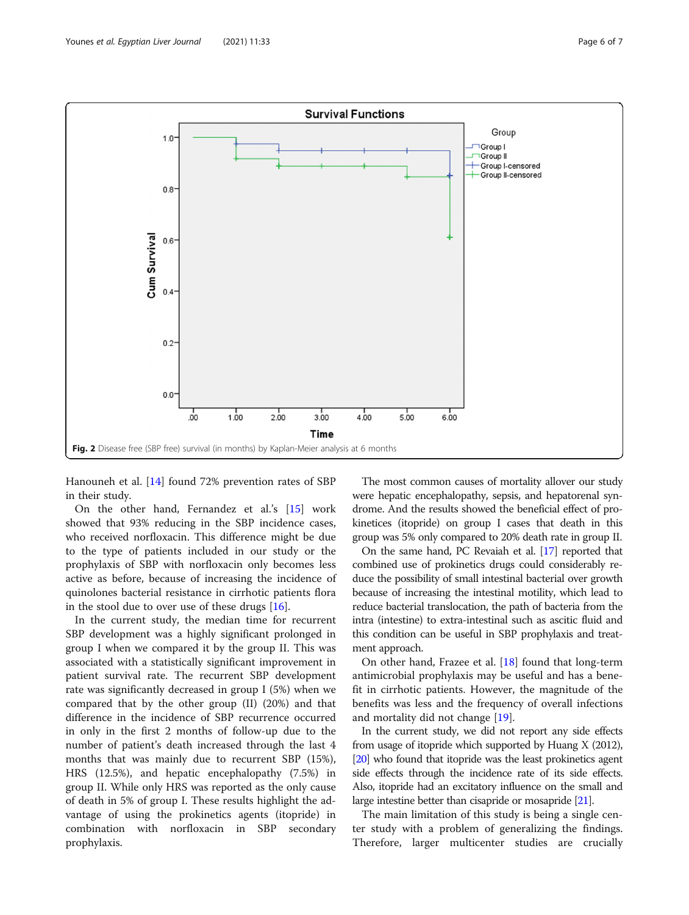Fig. 2 Disease free (SBP free) survival (in months) by Kaplan-Meier analysis at 6 months

Hanouneh et al. [14] found 72% prevention rates of SBP in their study.

On the other hand, Fernandez et al.'s [15] work showed that 93% reducing in the SBP incidence cases, who received norfloxacin. This difference might be due to the type of patients included in our study or the prophylaxis of SBP with norfloxacin only becomes less active as before, because of increasing the incidence of quinolones bacterial resistance in cirrhotic patients flora in the stool due to over use of these drugs [16].

In the current study, the median time for recurrent SBP development was a highly significant prolonged in group I when we compared it by the group II. This was associated with a statistically significant improvement in patient survival rate. The recurrent SBP development rate was significantly decreased in group I (5%) when we compared that by the other group (II) (20%) and that difference in the incidence of SBP recurrence occurred in only in the first 2 months of follow-up due to the number of patient's death increased through the last 4 months that was mainly due to recurrent SBP (15%), HRS (12.5%), and hepatic encephalopathy (7.5%) in group II. While only HRS was reported as the only cause of death in 5% of group I. These results highlight the advantage of using the prokinetics agents (itopride) in combination with norfloxacin in SBP secondary prophylaxis.

The most common causes of mortality allover our study were hepatic encephalopathy, sepsis, and hepatorenal syndrome. And the results showed the beneficial effect of prokinetices (itopride) on group I cases that death in this group was 5% only compared to 20% death rate in group II.

On the same hand, PC Revaiah et al. [17] reported that combined use of prokinetics drugs could considerably reduce the possibility of small intestinal bacterial over growth because of increasing the intestinal motility, which lead to reduce bacterial translocation, the path of bacteria from the intra (intestine) to extra-intestinal such as ascitic fluid and this condition can be useful in SBP prophylaxis and treatment approach.

On other hand, Frazee et al. [18] found that long-term antimicrobial prophylaxis may be useful and has a benefit in cirrhotic patients. However, the magnitude of the benefits was less and the frequency of overall infections and mortality did not change [19].

In the current study, we did not report any side effects from usage of itopride which supported by Huang X (2012), [20] who found that itopride was the least prokinetics agent side effects through the incidence rate of its side effects. Also, itopride had an excitatory influence on the small and large intestine better than cisapride or mosapride [21].

The main limitation of this study is being a single center study with a problem of generalizing the findings. Therefore, larger multicenter studies are crucially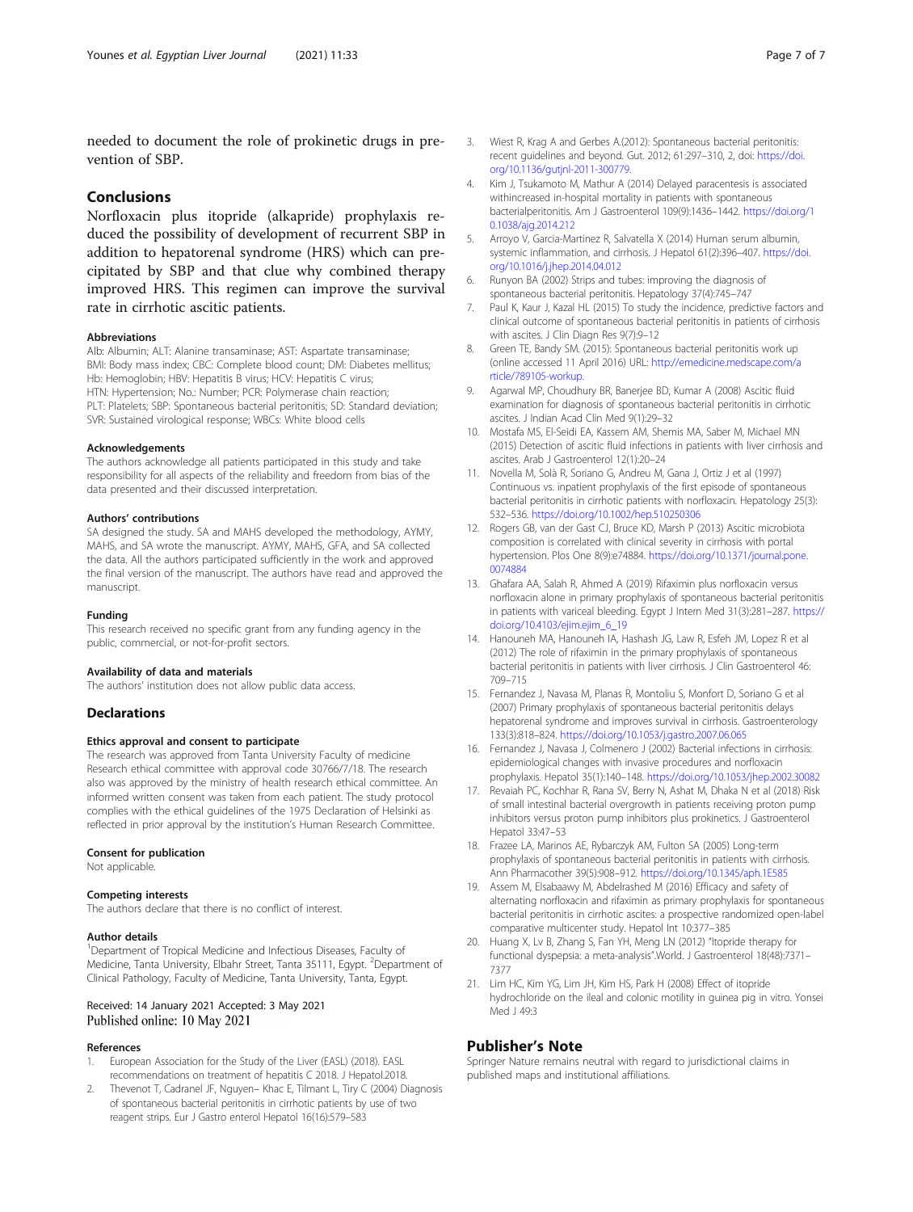needed to document the role of prokinetic drugs in prevention of SBP.

## Conclusions

Norfloxacin plus itopride (alkapride) prophylaxis reduced the possibility of development of recurrent SBP in addition to hepatorenal syndrome (HRS) which can precipitated by SBP and that clue why combined therapy improved HRS. This regimen can improve the survival rate in cirrhotic ascitic patients.

### Abbreviations

Alb: Albumin; ALT: Alanine transaminase; AST: Aspartate transaminase; BMI: Body mass index; CBC: Complete blood count; DM: Diabetes mellitus; Hb: Hemoglobin; HBV: Hepatitis B virus; HCV: Hepatitis C virus; HTN: Hypertension; No.: Number; PCR: Polymerase chain reaction; PLT: Platelets; SBP: Spontaneous bacterial peritonitis; SD: Standard deviation; SVR: Sustained virological response; WBCs: White blood cells

### Acknowledgements

The authors acknowledge all patients participated in this study and take responsibility for all aspects of the reliability and freedom from bias of the data presented and their discussed interpretation.

### Authors' contributions

SA designed the study. SA and MAHS developed the methodology, AYMY, MAHS, and SA wrote the manuscript. AYMY, MAHS, GFA, and SA collected the data. All the authors participated sufficiently in the work and approved the final version of the manuscript. The authors have read and approved the manuscript.

### Funding

This research received no specific grant from any funding agency in the public, commercial, or not-for-profit sectors.

### Availability of data and materials

The authors' institution does not allow public data access.

## Declarations

### Ethics approval and consent to participate

The research was approved from Tanta University Faculty of medicine Research ethical committee with approval code 30766/7/18. The research also was approved by the ministry of health research ethical committee. An informed written consent was taken from each patient. The study protocol complies with the ethical guidelines of the 1975 Declaration of Helsinki as reflected in prior approval by the institution's Human Research Committee.

### Consent for publication

Not applicable.

### Competing interests

The authors declare that there is no conflict of interest.

### Author details

[1]Department of Tropical Medicine and Infectious Diseases, Faculty of Medicine, Tanta University, Elbahr Street, Tanta 35111, Egypt. [2]Department of Clinical Pathology, Faculty of Medicine, Tanta University, Tanta, Egypt.

Received: 14 January 2021 Accepted: 3 May 2021
Published online: 10 May 2021

### References

1. European Association for the Study of the Liver (EASL) (2018). EASL recommendations on treatment of hepatitis C 2018. J Hepatol.2018.
2. Thevenot T, Cadranel JF, Nguyen– Khac E, Tilmant L, Tiry C (2004) Diagnosis of spontaneous bacterial peritonitis in cirrhotic patients by use of two reagent strips. Eur J Gastro enterol Hepatol 16(16):579–583
3. Wiest R, Krag A and Gerbes A.(2012): Spontaneous bacterial peritonitis: recent guidelines and beyond. Gut. 2012; 61:297–310, 2, doi: https://doi.org/10.1136/gutjnl-2011-300779.
4. Kim J, Tsukamoto M, Mathur A (2014) Delayed paracentesis is associated withincreased in-hospital mortality in patients with spontaneous bacterialperitonitis. Am J Gastroenterol 109(9):1436–1442. https://doi.org/10.1038/ajg.2014.212
5. Arroyo V, Garcia-Martinez R, Salvatella X (2014) Human serum albumin, systemic inflammation, and cirrhosis. J Hepatol 61(2):396–407. https://doi.org/10.1016/j.jhep.2014.04.012
6. Runyon BA (2002) Strips and tubes: improving the diagnosis of spontaneous bacterial peritonitis. Hepatology 37(4):745–747
7. Paul K, Kaur J, Kazal HL (2015) To study the incidence, predictive factors and clinical outcome of spontaneous bacterial peritonitis in patients of cirrhosis with ascites. J Clin Diagn Res 9(7):9–12
8. Green TE, Bandy SM. (2015): Spontaneous bacterial peritonitis work up (online accessed 11 April 2016) URL: http://emedicine.medscape.com/article/789105-workup.
9. Agarwal MP, Choudhury BR, Banerjee BD, Kumar A (2008) Ascitic fluid examination for diagnosis of spontaneous bacterial peritonitis in cirrhotic ascites. J Indian Acad Clin Med 9(1):29–32
10. Mostafa MS, El-Seidi EA, Kassem AM, Shemis MA, Saber M, Michael MN (2015) Detection of ascitic fluid infections in patients with liver cirrhosis and ascites. Arab J Gastroenterol 12(1):20–24
11. Novella M, Solà R, Soriano G, Andreu M, Gana J, Ortiz J et al (1997) Continuous vs. inpatient prophylaxis of the first episode of spontaneous bacterial peritonitis in cirrhotic patients with norfloxacin. Hepatology 25(3): 532–536. https://doi.org/10.1002/hep.510250306
12. Rogers GB, van der Gast CJ, Bruce KD, Marsh P (2013) Ascitic microbiota composition is correlated with clinical severity in cirrhosis with portal hypertension. Plos One 8(9):e74884. https://doi.org/10.1371/journal.pone.0074884
13. Ghafara AA, Salah R, Ahmed A (2019) Rifaximin plus norfloxacin versus norfloxacin alone in primary prophylaxis of spontaneous bacterial peritonitis in patients with variceal bleeding. Egypt J Intern Med 31(3):281–287. https://doi.org/10.4103/ejim.ejim_6_19
14. Hanouneh MA, Hanouneh IA, Hashash JG, Law R, Esfeh JM, Lopez R et al (2012) The role of rifaximin in the primary prophylaxis of spontaneous bacterial peritonitis in patients with liver cirrhosis. J Clin Gastroenterol 46: 709–715
15. Fernandez J, Navasa M, Planas R, Montoliu S, Monfort D, Soriano G et al (2007) Primary prophylaxis of spontaneous bacterial peritonitis delays hepatorenal syndrome and improves survival in cirrhosis. Gastroenterology 133(3):818–824. https://doi.org/10.1053/j.gastro.2007.06.065
16. Fernandez J, Navasa J, Colmenero J (2002) Bacterial infections in cirrhosis: epidemiological changes with invasive procedures and norfloxacin prophylaxis. Hepatol 35(1):140–148. https://doi.org/10.1053/jhep.2002.30082
17. Revaiah PC, Kochhar R, Rana SV, Berry N, Ashat M, Dhaka N et al (2018) Risk of small intestinal bacterial overgrowth in patients receiving proton pump inhibitors versus proton pump inhibitors plus prokinetics. J Gastroenterol Hepatol 33:47–53
18. Frazee LA, Marinos AE, Rybarczyk AM, Fulton SA (2005) Long-term prophylaxis of spontaneous bacterial peritonitis in patients with cirrhosis. Ann Pharmacother 39(5):908–912. https://doi.org/10.1345/aph.1E585
19. Assem M, Elsabaawy M, Abdelrashed M (2016) Efficacy and safety of alternating norfloxacin and rifaximin as primary prophylaxis for spontaneous bacterial peritonitis in cirrhotic ascites: a prospective randomized open-label comparative multicenter study. Hepatol Int 10:377–385
20. Huang X, Lv B, Zhang S, Fan YH, Meng LN (2012) "Itopride therapy for functional dyspepsia: a meta-analysis".World. J Gastroenterol 18(48):7371–7377
21. Lim HC, Kim YG, Lim JH, Kim HS, Park H (2008) Effect of itopride hydrochloride on the ileal and colonic motility in guinea pig in vitro. Yonsei Med J 49:3

## Publisher's Note

Springer Nature remains neutral with regard to jurisdictional claims in published maps and institutional affiliations.